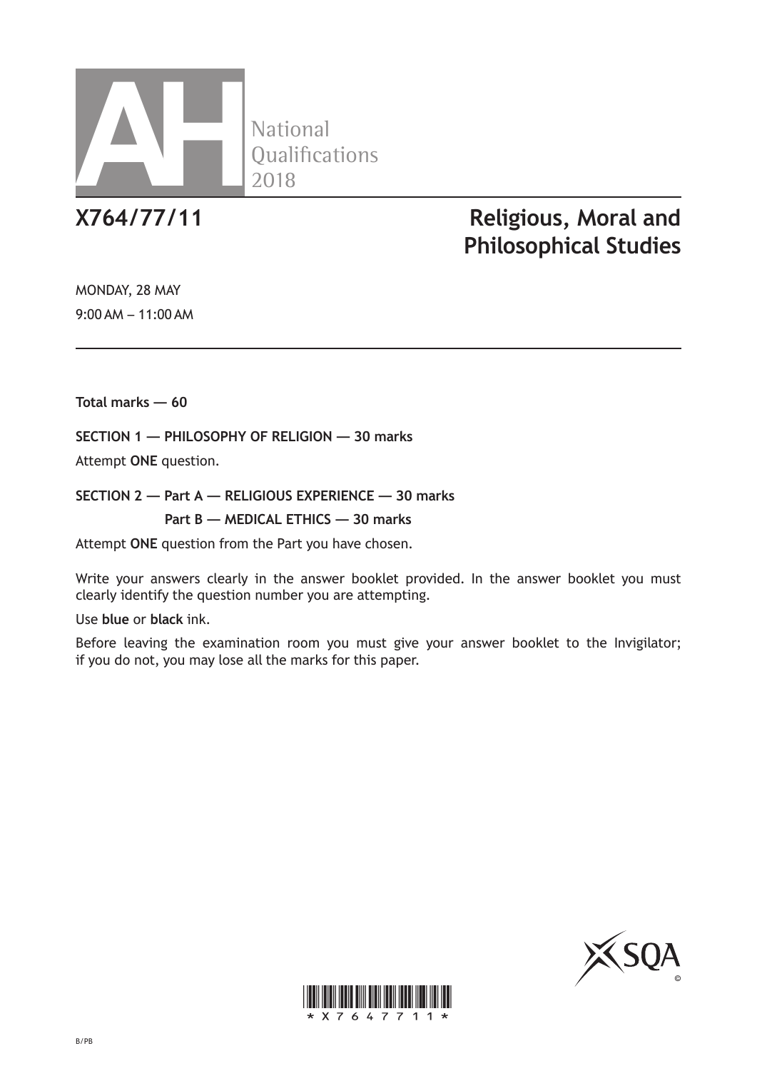AH National Qualifications 2018

# X764/77/11 Religious, Moral and Philosophical Studies

MONDAY, 28 MAY

9:00 AM – 11:00 AM

**Total marks — 60**

**SECTION 1 — PHILOSOPHY OF RELIGION — 30 marks**

Attempt **ONE** question.

**SECTION 2 — Part A — RELIGIOUS EXPERIENCE — 30 marks**

**Part B — MEDICAL ETHICS — 30 marks**

Attempt **ONE** question from the Part you have chosen.

Write your answers clearly in the answer booklet provided. In the answer booklet you must clearly identify the question number you are attempting.

Use **blue** or **black** ink.

Before leaving the examination room you must give your answer booklet to the Invigilator; if you do not, you may lose all the marks for this paper.

*X764/77/11*

B/PB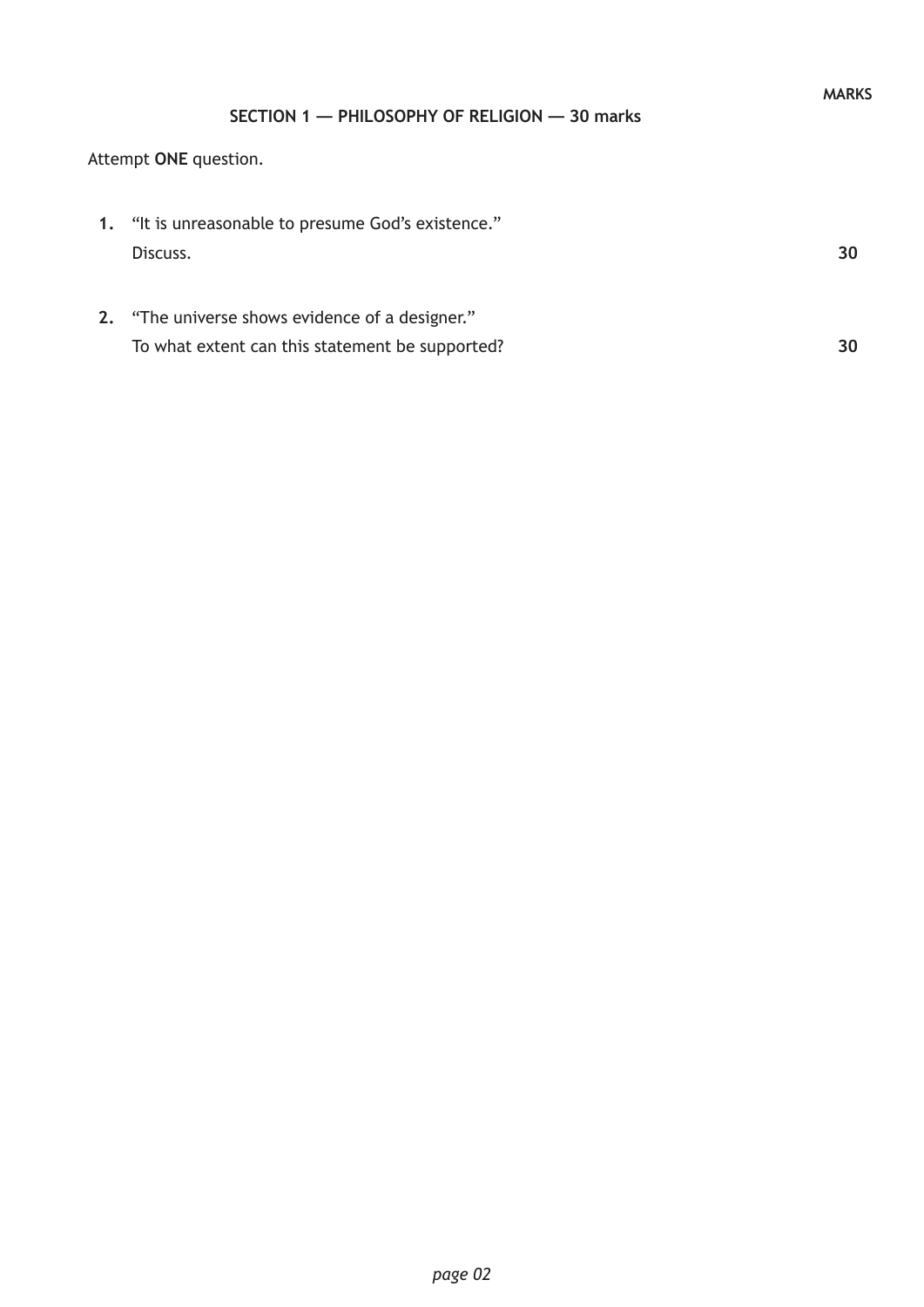MARKS

## SECTION 1 — PHILOSOPHY OF RELIGION — 30 marks

Attempt **ONE** question.

**1.** "It is unreasonable to presume God's existence."
Discuss. **30**

**2.** "The universe shows evidence of a designer."
To what extent can this statement be supported? **30**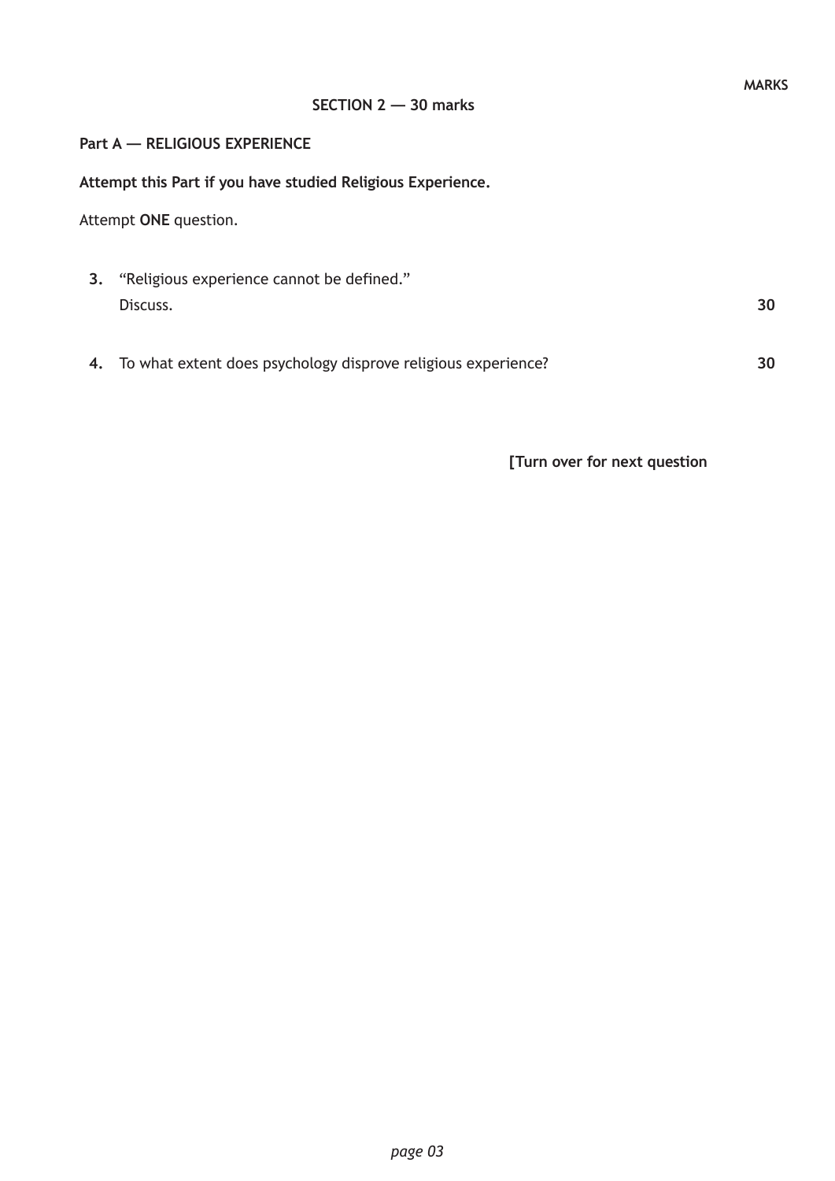MARKS

## SECTION 2 — 30 marks

### Part A — RELIGIOUS EXPERIENCE

**Attempt this Part if you have studied Religious Experience.**

Attempt **ONE** question.

**3.** "Religious experience cannot be defined."
Discuss. **30**

**4.** To what extent does psychology disprove religious experience? **30**

**[Turn over for next question**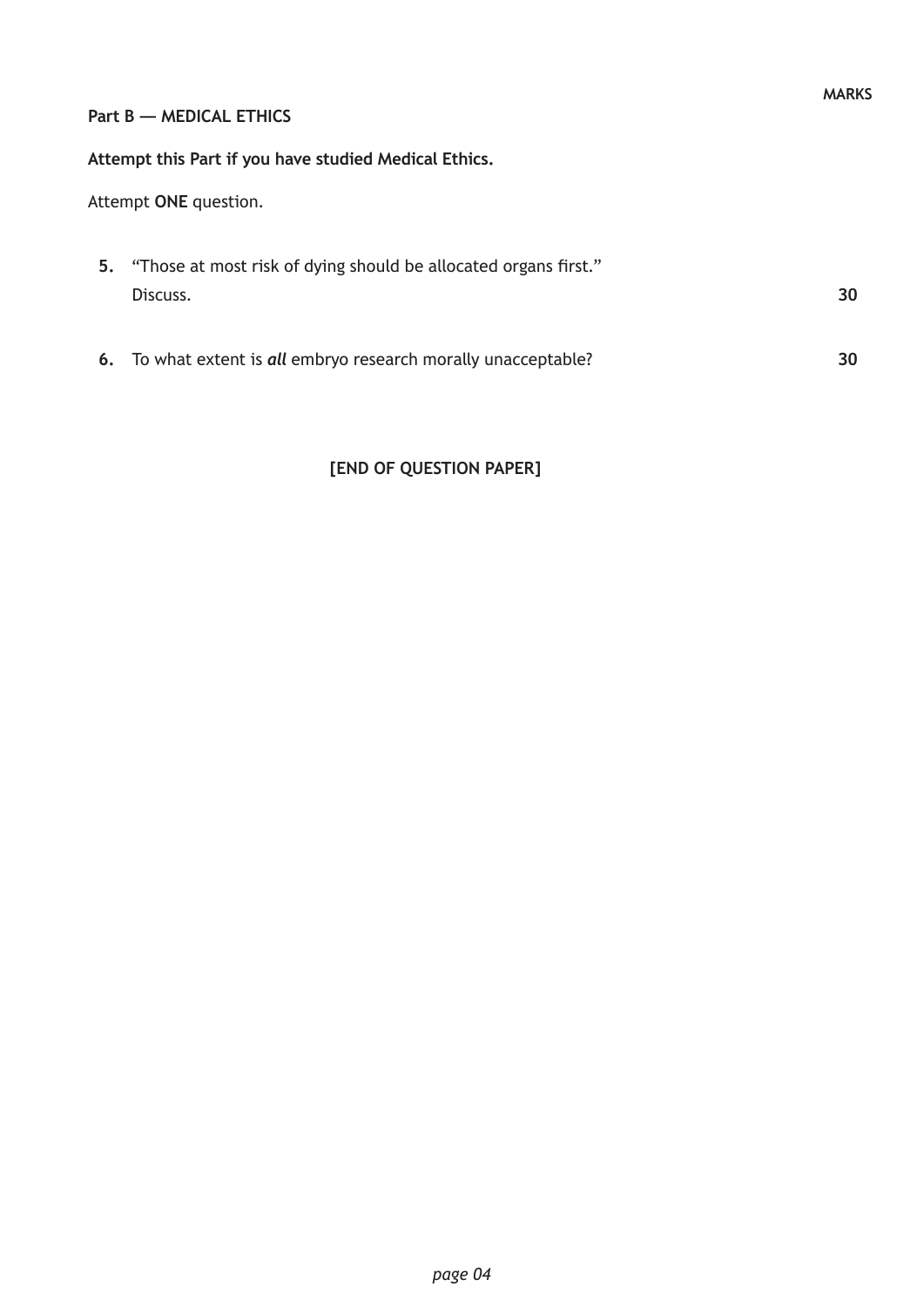MARKS

## Part B — MEDICAL ETHICS

**Attempt this Part if you have studied Medical Ethics.**

Attempt **ONE** question.

**5.** "Those at most risk of dying should be allocated organs first."
Discuss. **30**

**6.** To what extent is ***all*** embryo research morally unacceptable? **30**

**[END OF QUESTION PAPER]**